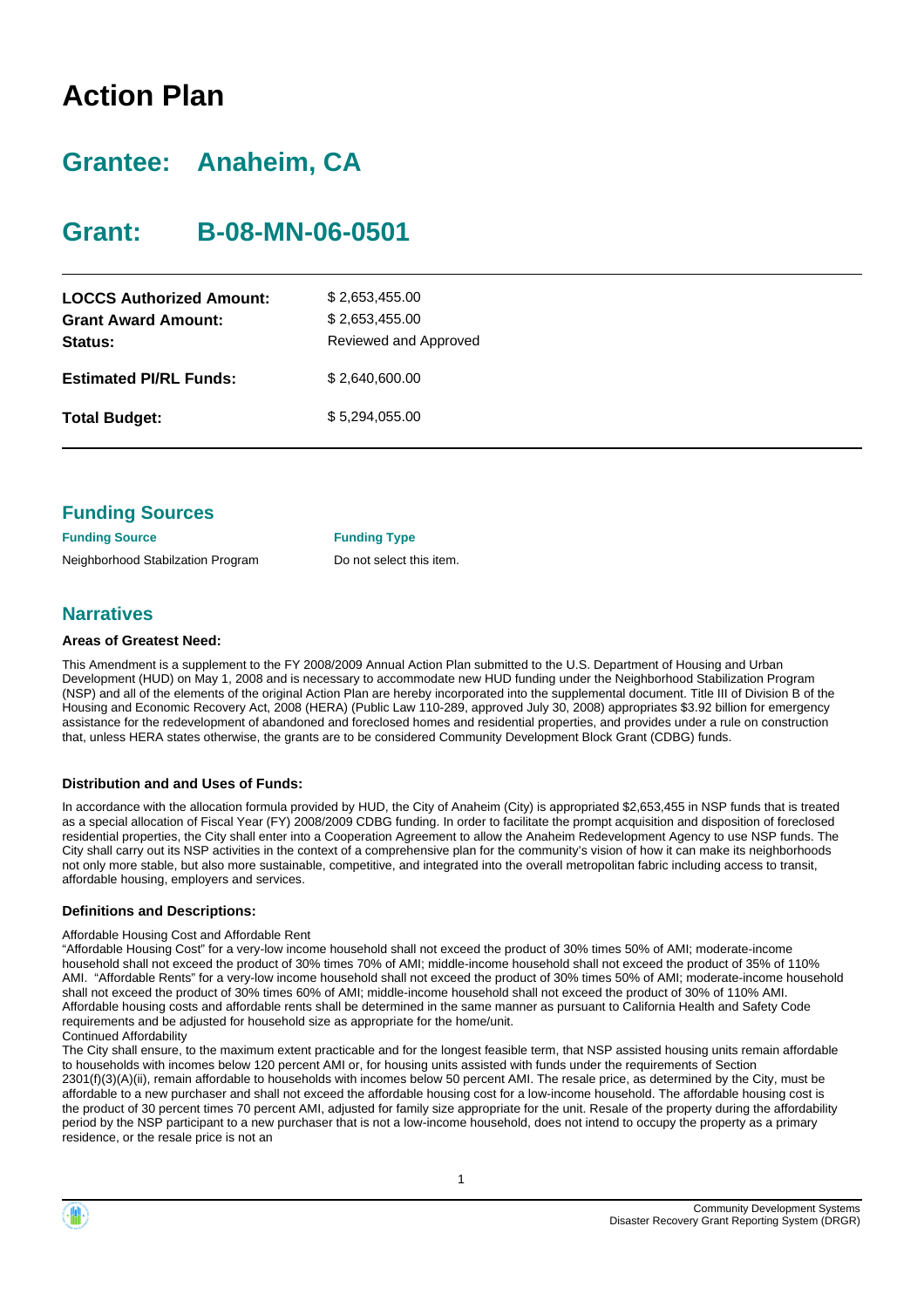# Action Plan

## Grantee: Anaheim, CA

## Grant: B-08-MN-06-0501

| | |
|---|---|
| **LOCCS Authorized Amount:** | $ 2,653,455.00 |
| **Grant Award Amount:** | $ 2,653,455.00 |
| **Status:** | Reviewed and Approved |
| **Estimated PI/RL Funds:** | $ 2,640,600.00 |
| **Total Budget:** | $ 5,294,055.00 |

## Funding Sources

| Funding Source | Funding Type |
|---|---|
| Neighborhood Stabilzation Program | Do not select this item. |

## Narratives

### Areas of Greatest Need:

This Amendment is a supplement to the FY 2008/2009 Annual Action Plan submitted to the U.S. Department of Housing and Urban Development (HUD) on May 1, 2008 and is necessary to accommodate new HUD funding under the Neighborhood Stabilization Program (NSP) and all of the elements of the original Action Plan are hereby incorporated into the supplemental document. Title III of Division B of the Housing and Economic Recovery Act, 2008 (HERA) (Public Law 110-289, approved July 30, 2008) appropriates $3.92 billion for emergency assistance for the redevelopment of abandoned and foreclosed homes and residential properties, and provides under a rule on construction that, unless HERA states otherwise, the grants are to be considered Community Development Block Grant (CDBG) funds.

### Distribution and and Uses of Funds:

In accordance with the allocation formula provided by HUD, the City of Anaheim (City) is appropriated $2,653,455 in NSP funds that is treated as a special allocation of Fiscal Year (FY) 2008/2009 CDBG funding. In order to facilitate the prompt acquisition and disposition of foreclosed residential properties, the City shall enter into a Cooperation Agreement to allow the Anaheim Redevelopment Agency to use NSP funds. The City shall carry out its NSP activities in the context of a comprehensive plan for the community's vision of how it can make its neighborhoods not only more stable, but also more sustainable, competitive, and integrated into the overall metropolitan fabric including access to transit, affordable housing, employers and services.

### Definitions and Descriptions:

Affordable Housing Cost and Affordable Rent
"Affordable Housing Cost" for a very-low income household shall not exceed the product of 30% times 50% of AMI; moderate-income household shall not exceed the product of 30% times 70% of AMI; middle-income household shall not exceed the product of 35% of 110% AMI. "Affordable Rents" for a very-low income household shall not exceed the product of 30% times 50% of AMI; moderate-income household shall not exceed the product of 30% times 60% of AMI; middle-income household shall not exceed the product of 30% of 110% AMI. Affordable housing costs and affordable rents shall be determined in the same manner as pursuant to California Health and Safety Code requirements and be adjusted for household size as appropriate for the home/unit.
Continued Affordability
The City shall ensure, to the maximum extent practicable and for the longest feasible term, that NSP assisted housing units remain affordable to households with incomes below 120 percent AMI or, for housing units assisted with funds under the requirements of Section 2301(f)(3)(A)(ii), remain affordable to households with incomes below 50 percent AMI. The resale price, as determined by the City, must be affordable to a new purchaser and shall not exceed the affordable housing cost for a low-income household. The affordable housing cost is the product of 30 percent times 70 percent AMI, adjusted for family size appropriate for the unit. Resale of the property during the affordability period by the NSP participant to a new purchaser that is not a low-income household, does not intend to occupy the property as a primary residence, or the resale price is not an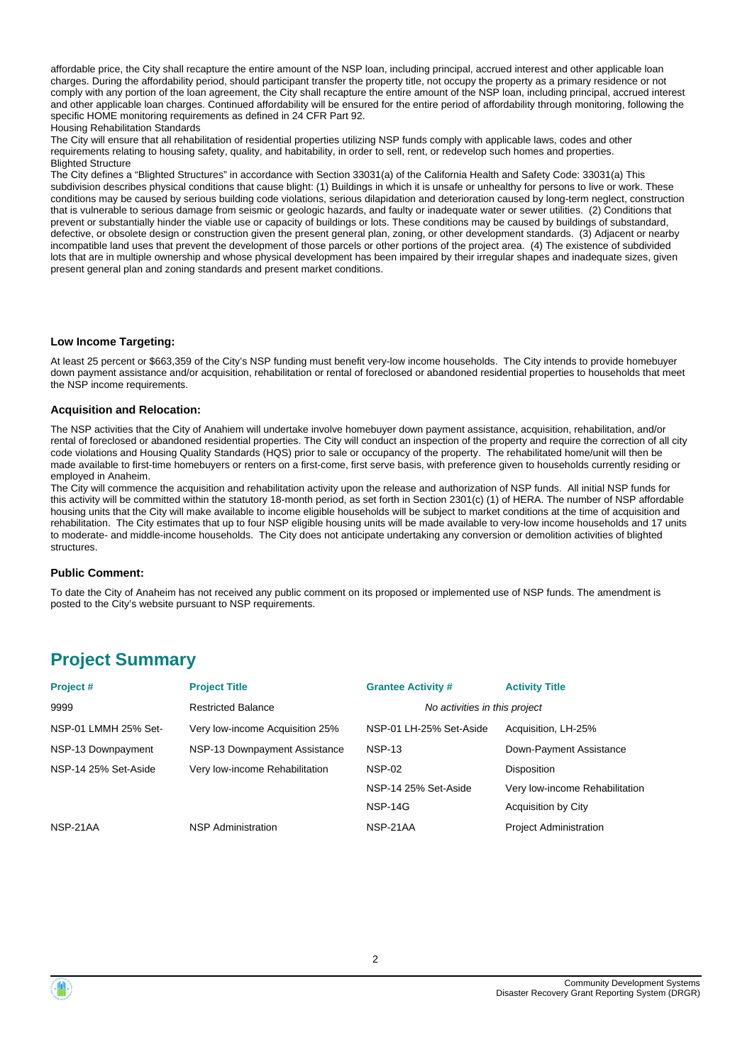affordable price, the City shall recapture the entire amount of the NSP loan, including principal, accrued interest and other applicable loan charges. During the affordability period, should participant transfer the property title, not occupy the property as a primary residence or not comply with any portion of the loan agreement, the City shall recapture the entire amount of the NSP loan, including principal, accrued interest and other applicable loan charges. Continued affordability will be ensured for the entire period of affordability through monitoring, following the specific HOME monitoring requirements as defined in 24 CFR Part 92.
Housing Rehabilitation Standards
The City will ensure that all rehabilitation of residential properties utilizing NSP funds comply with applicable laws, codes and other requirements relating to housing safety, quality, and habitability, in order to sell, rent, or redevelop such homes and properties.
Blighted Structure
The City defines a "Blighted Structures" in accordance with Section 33031(a) of the California Health and Safety Code: 33031(a) This subdivision describes physical conditions that cause blight: (1) Buildings in which it is unsafe or unhealthy for persons to live or work. These conditions may be caused by serious building code violations, serious dilapidation and deterioration caused by long-term neglect, construction that is vulnerable to serious damage from seismic or geologic hazards, and faulty or inadequate water or sewer utilities. (2) Conditions that prevent or substantially hinder the viable use or capacity of buildings or lots. These conditions may be caused by buildings of substandard, defective, or obsolete design or construction given the present general plan, zoning, or other development standards. (3) Adjacent or nearby incompatible land uses that prevent the development of those parcels or other portions of the project area. (4) The existence of subdivided lots that are in multiple ownership and whose physical development has been impaired by their irregular shapes and inadequate sizes, given present general plan and zoning standards and present market conditions.

### Low Income Targeting:

At least 25 percent or $663,359 of the City's NSP funding must benefit very-low income households. The City intends to provide homebuyer down payment assistance and/or acquisition, rehabilitation or rental of foreclosed or abandoned residential properties to households that meet the NSP income requirements.

### Acquisition and Relocation:

The NSP activities that the City of Anaheim will undertake involve homebuyer down payment assistance, acquisition, rehabilitation, and/or rental of foreclosed or abandoned residential properties. The City will conduct an inspection of the property and require the correction of all city code violations and Housing Quality Standards (HQS) prior to sale or occupancy of the property. The rehabilitated home/unit will then be made available to first-time homebuyers or renters on a first-come, first serve basis, with preference given to households currently residing or employed in Anaheim.
The City will commence the acquisition and rehabilitation activity upon the release and authorization of NSP funds. All initial NSP funds for this activity will be committed within the statutory 18-month period, as set forth in Section 2301(c) (1) of HERA. The number of NSP affordable housing units that the City will make available to income eligible households will be subject to market conditions at the time of acquisition and rehabilitation. The City estimates that up to four NSP eligible housing units will be made available to very-low income households and 17 units to moderate- and middle-income households. The City does not anticipate undertaking any conversion or demolition activities of blighted structures.

### Public Comment:

To date the City of Anaheim has not received any public comment on its proposed or implemented use of NSP funds. The amendment is posted to the City's website pursuant to NSP requirements.

## Project Summary

| Project # | Project Title | Grantee Activity # | Activity Title |
|---|---|---|---|
| 9999 | Restricted Balance | *No activities in this project* | |
| NSP-01 LMMH 25% Set- | Very low-income Acquisition 25% | NSP-01 LH-25% Set-Aside | Acquisition, LH-25% |
| NSP-13 Downpayment | NSP-13 Downpayment Assistance | NSP-13 | Down-Payment Assistance |
| NSP-14 25% Set-Aside | Very low-income Rehabilitation | NSP-02 | Disposition |
| | | NSP-14 25% Set-Aside | Very low-income Rehabilitation |
| | | NSP-14G | Acquisition by City |
| NSP-21AA | NSP Administration | NSP-21AA | Project Administration |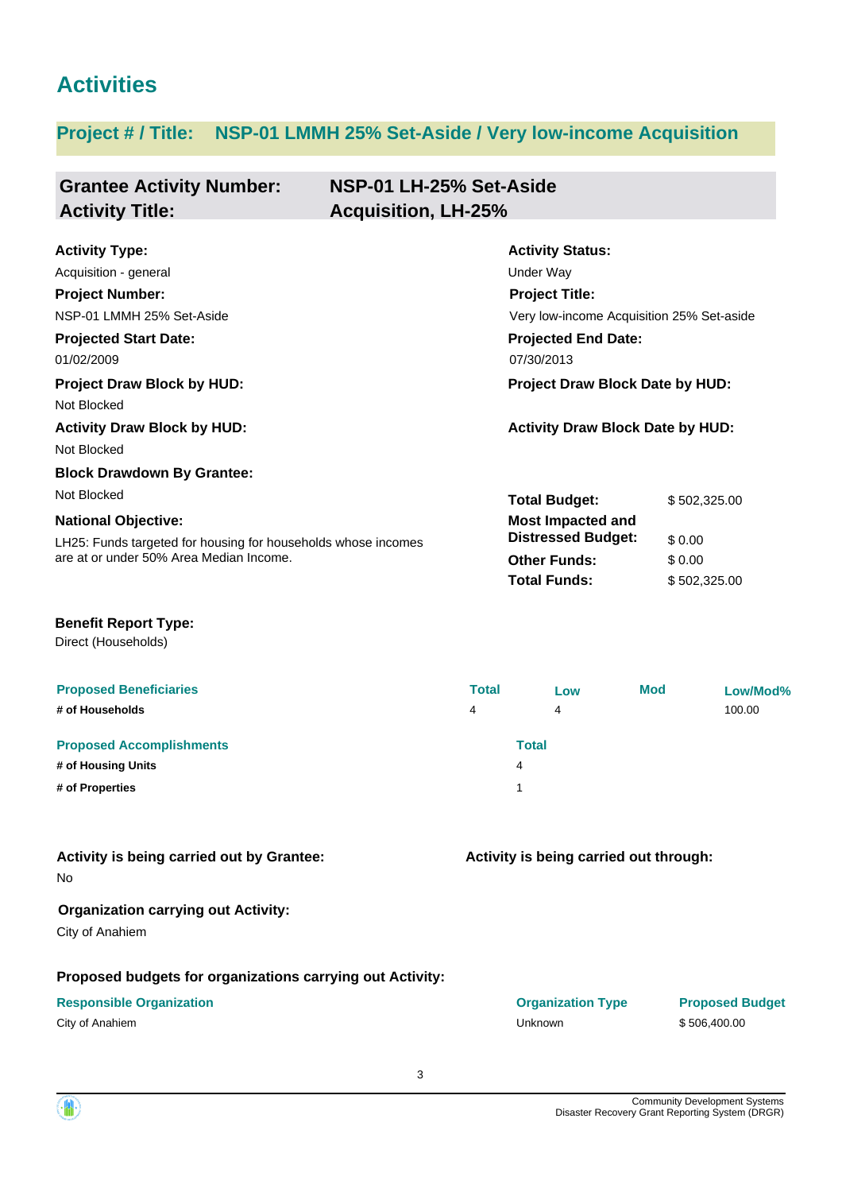# Activities

## Project # / Title: NSP-01 LMMH 25% Set-Aside / Very low-income Acquisition

| **Grantee Activity Number:** | **NSP-01 LH-25% Set-Aside** |
|---|---|
| **Activity Title:** | **Acquisition, LH-25%** |

**Activity Type:**
Acquisition - general

**Activity Status:**
Under Way

**Project Number:**
NSP-01 LMMH 25% Set-Aside

**Project Title:**
Very low-income Acquisition 25% Set-aside

**Projected Start Date:**
01/02/2009

**Projected End Date:**
07/30/2013

**Project Draw Block by HUD:**
Not Blocked

**Project Draw Block Date by HUD:**

**Activity Draw Block by HUD:**
Not Blocked

**Activity Draw Block Date by HUD:**

**Block Drawdown By Grantee:**
Not Blocked

**National Objective:**
LH25: Funds targeted for housing for households whose incomes are at or under 50% Area Median Income.

| | |
|---|---|
| **Total Budget:** | $ 502,325.00 |
| **Most Impacted and Distressed Budget:** | $ 0.00 |
| **Other Funds:** | $ 0.00 |
| **Total Funds:** | $ 502,325.00 |

**Benefit Report Type:**
Direct (Households)

| Proposed Beneficiaries | Total | Low | Mod | Low/Mod% |
|---|---|---|---|---|
| # of Households | 4 | 4 | | 100.00 |

| Proposed Accomplishments | Total |
|---|---|
| # of Housing Units | 4 |
| # of Properties | 1 |

**Activity is being carried out by Grantee:**
No

**Activity is being carried out through:**

**Organization carrying out Activity:**
City of Anaheim

**Proposed budgets for organizations carrying out Activity:**

| Responsible Organization | Organization Type | Proposed Budget |
|---|---|---|
| City of Anaheim | Unknown | $ 506,400.00 |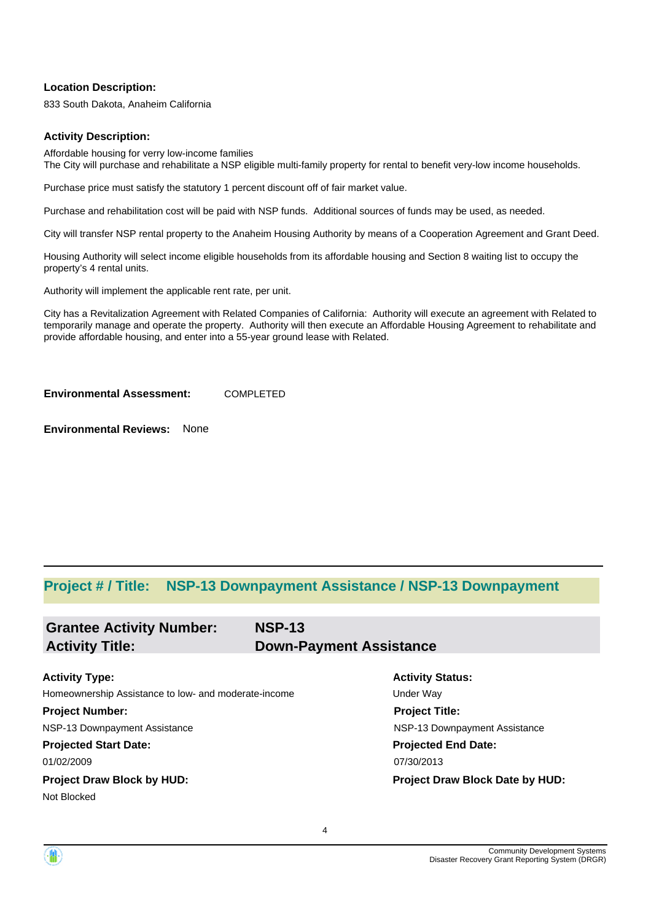**Location Description:**

833 South Dakota, Anaheim California

**Activity Description:**

Affordable housing for verry low-income families
The City will purchase and rehabilitate a NSP eligible multi-family property for rental to benefit very-low income households.

Purchase price must satisfy the statutory 1 percent discount off of fair market value.

Purchase and rehabilitation cost will be paid with NSP funds. Additional sources of funds may be used, as needed.

City will transfer NSP rental property to the Anaheim Housing Authority by means of a Cooperation Agreement and Grant Deed.

Housing Authority will select income eligible households from its affordable housing and Section 8 waiting list to occupy the property's 4 rental units.

Authority will implement the applicable rent rate, per unit.

City has a Revitalization Agreement with Related Companies of California: Authority will execute an agreement with Related to temporarily manage and operate the property. Authority will then execute an Affordable Housing Agreement to rehabilitate and provide affordable housing, and enter into a 55-year ground lease with Related.

**Environmental Assessment:** COMPLETED

**Environmental Reviews:** None

## Project # / Title: NSP-13 Downpayment Assistance / NSP-13 Downpayment

### Grantee Activity Number: NSP-13
### Activity Title: Down-Payment Assistance

**Activity Type:**
Homeownership Assistance to low- and moderate-income

**Activity Status:**
Under Way

**Project Number:**
NSP-13 Downpayment Assistance

**Project Title:**
NSP-13 Downpayment Assistance

**Projected Start Date:**
01/02/2009

**Projected End Date:**
07/30/2013

**Project Draw Block by HUD:**
Not Blocked

**Project Draw Block Date by HUD:**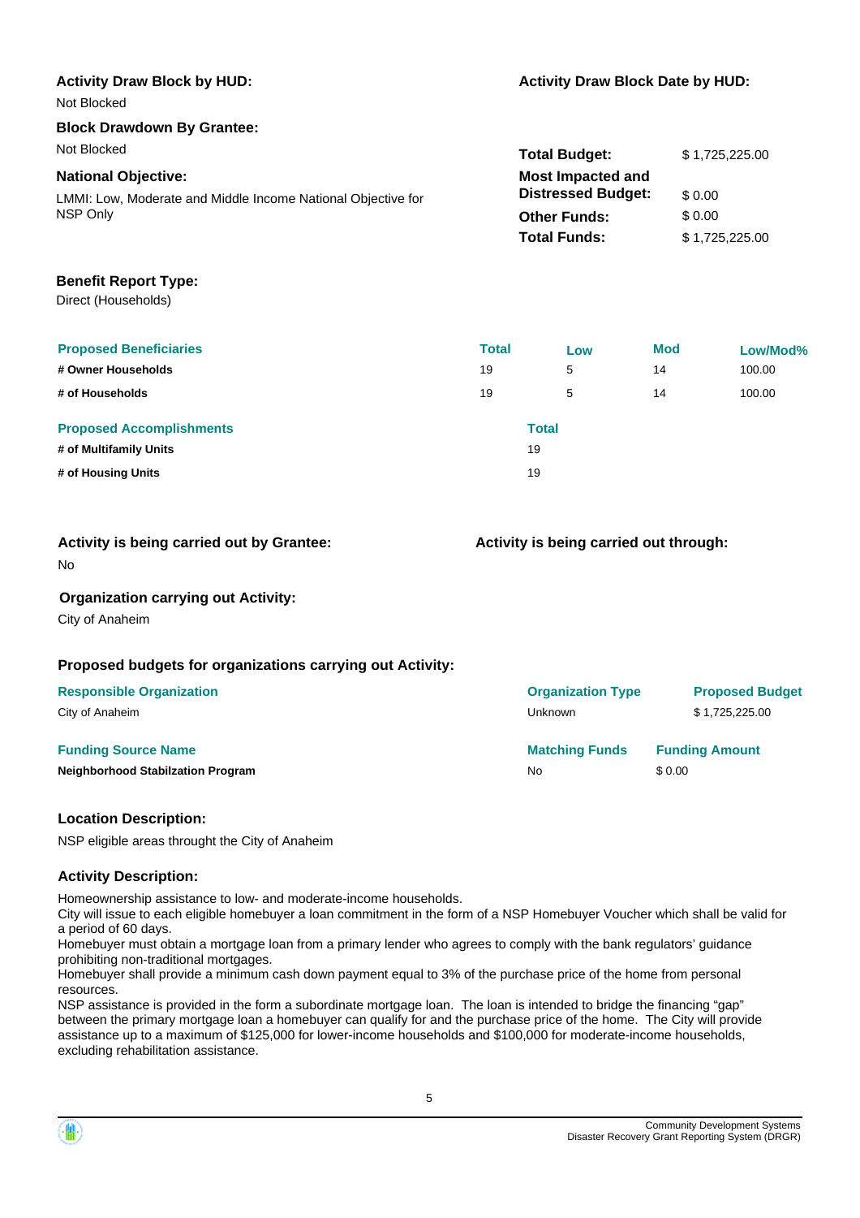**Activity Draw Block by HUD:**

Not Blocked

**Activity Draw Block Date by HUD:**

**Block Drawdown By Grantee:**

Not Blocked

**National Objective:**

LMMI: Low, Moderate and Middle Income National Objective for NSP Only

| | |
|---|---|
| **Total Budget:** | $ 1,725,225.00 |
| **Most Impacted and Distressed Budget:** | $ 0.00 |
| **Other Funds:** | $ 0.00 |
| **Total Funds:** | $ 1,725,225.00 |

**Benefit Report Type:**

Direct (Households)

| Proposed Beneficiaries | Total | Low | Mod | Low/Mod% |
|---|---|---|---|---|
| **# Owner Households** | 19 | 5 | 14 | 100.00 |
| **# of Households** | 19 | 5 | 14 | 100.00 |

| Proposed Accomplishments | Total |
|---|---|
| **# of Multifamily Units** | 19 |
| **# of Housing Units** | 19 |

**Activity is being carried out by Grantee:**

No

**Activity is being carried out through:**

**Organization carrying out Activity:**

City of Anaheim

**Proposed budgets for organizations carrying out Activity:**

| Responsible Organization | Organization Type | Proposed Budget |
|---|---|---|
| City of Anaheim | Unknown | $ 1,725,225.00 |

| Funding Source Name | Matching Funds | Funding Amount |
|---|---|---|
| **Neighborhood Stabilzation Program** | No | $ 0.00 |

**Location Description:**

NSP eligible areas throught the City of Anaheim

**Activity Description:**

Homeownership assistance to low- and moderate-income households.
City will issue to each eligible homebuyer a loan commitment in the form of a NSP Homebuyer Voucher which shall be valid for a period of 60 days.
Homebuyer must obtain a mortgage loan from a primary lender who agrees to comply with the bank regulators' guidance prohibiting non-traditional mortgages.
Homebuyer shall provide a minimum cash down payment equal to 3% of the purchase price of the home from personal resources.
NSP assistance is provided in the form a subordinate mortgage loan. The loan is intended to bridge the financing "gap" between the primary mortgage loan a homebuyer can qualify for and the purchase price of the home. The City will provide assistance up to a maximum of $125,000 for lower-income households and $100,000 for moderate-income households, excluding rehabilitation assistance.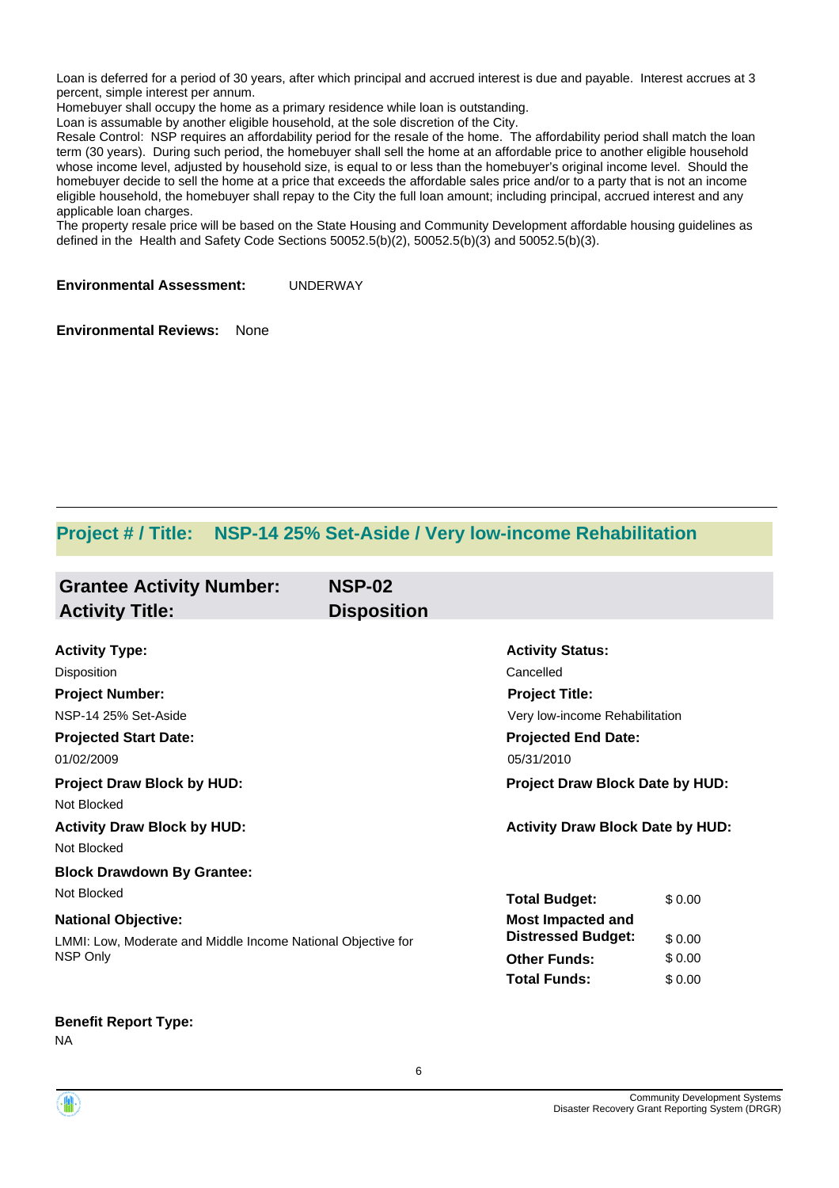Loan is deferred for a period of 30 years, after which principal and accrued interest is due and payable. Interest accrues at 3 percent, simple interest per annum.
Homebuyer shall occupy the home as a primary residence while loan is outstanding.
Loan is assumable by another eligible household, at the sole discretion of the City.
Resale Control: NSP requires an affordability period for the resale of the home. The affordability period shall match the loan term (30 years). During such period, the homebuyer shall sell the home at an affordable price to another eligible household whose income level, adjusted by household size, is equal to or less than the homebuyer's original income level. Should the homebuyer decide to sell the home at a price that exceeds the affordable sales price and/or to a party that is not an income eligible household, the homebuyer shall repay to the City the full loan amount; including principal, accrued interest and any applicable loan charges.
The property resale price will be based on the State Housing and Community Development affordable housing guidelines as defined in the Health and Safety Code Sections 50052.5(b)(2), 50052.5(b)(3) and 50052.5(b)(3).

**Environmental Assessment:** UNDERWAY

**Environmental Reviews:** None

---

## Project # / Title: NSP-14 25% Set-Aside / Very low-income Rehabilitation

### Grantee Activity Number: NSP-02
### Activity Title: Disposition

**Activity Type:**
Disposition

**Activity Status:**
Cancelled

**Project Number:**
NSP-14 25% Set-Aside

**Project Title:**
Very low-income Rehabilitation

**Projected Start Date:**
01/02/2009

**Projected End Date:**
05/31/2010

**Project Draw Block by HUD:**
Not Blocked

**Project Draw Block Date by HUD:**

**Activity Draw Block by HUD:**
Not Blocked

**Activity Draw Block Date by HUD:**

**Block Drawdown By Grantee:**
Not Blocked

**National Objective:**
LMMI: Low, Moderate and Middle Income National Objective for NSP Only

| | |
|---|---|
| **Total Budget:** | $ 0.00 |
| **Most Impacted and Distressed Budget:** | $ 0.00 |
| **Other Funds:** | $ 0.00 |
| **Total Funds:** | $ 0.00 |

**Benefit Report Type:**
NA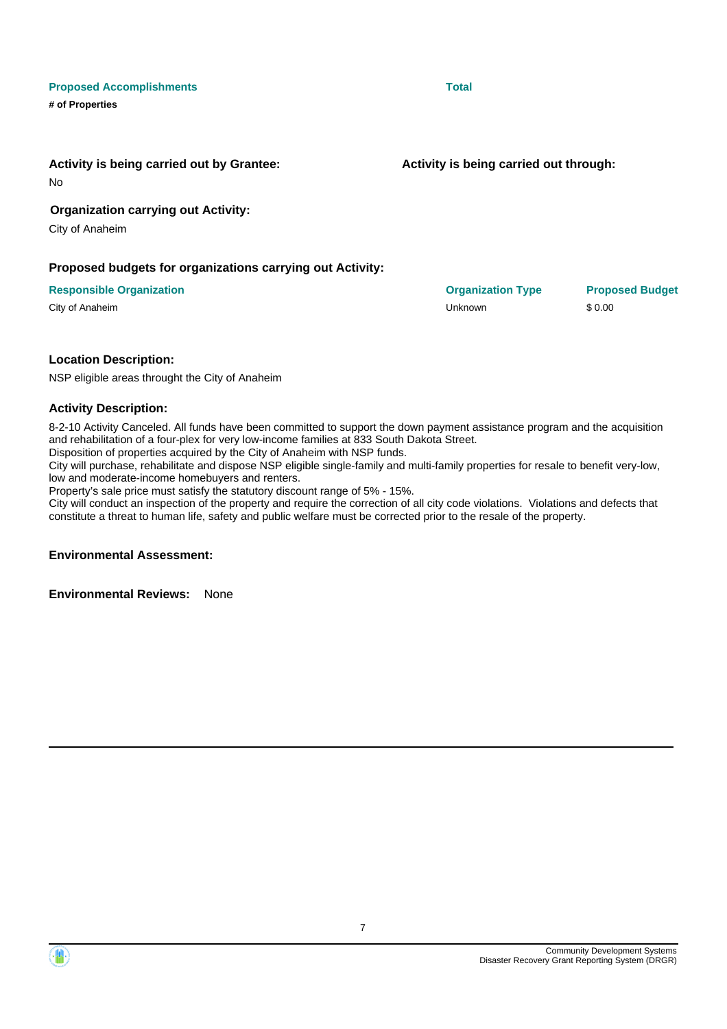| Proposed Accomplishments | Total |
| --- | --- |
| # of Properties | |

**Activity is being carried out by Grantee:**

No

**Activity is being carried out through:**

**Organization carrying out Activity:**

City of Anaheim

**Proposed budgets for organizations carrying out Activity:**

| Responsible Organization | Organization Type | Proposed Budget |
| --- | --- | --- |
| City of Anaheim | Unknown | $ 0.00 |

**Location Description:**

NSP eligible areas throught the City of Anaheim

**Activity Description:**

8-2-10 Activity Canceled. All funds have been committed to support the down payment assistance program and the acquisition and rehabilitation of a four-plex for very low-income families at 833 South Dakota Street.
Disposition of properties acquired by the City of Anaheim with NSP funds.
City will purchase, rehabilitate and dispose NSP eligible single-family and multi-family properties for resale to benefit very-low, low and moderate-income homebuyers and renters.
Property's sale price must satisfy the statutory discount range of 5% - 15%.
City will conduct an inspection of the property and require the correction of all city code violations. Violations and defects that constitute a threat to human life, safety and public welfare must be corrected prior to the resale of the property.

**Environmental Assessment:**

**Environmental Reviews:** None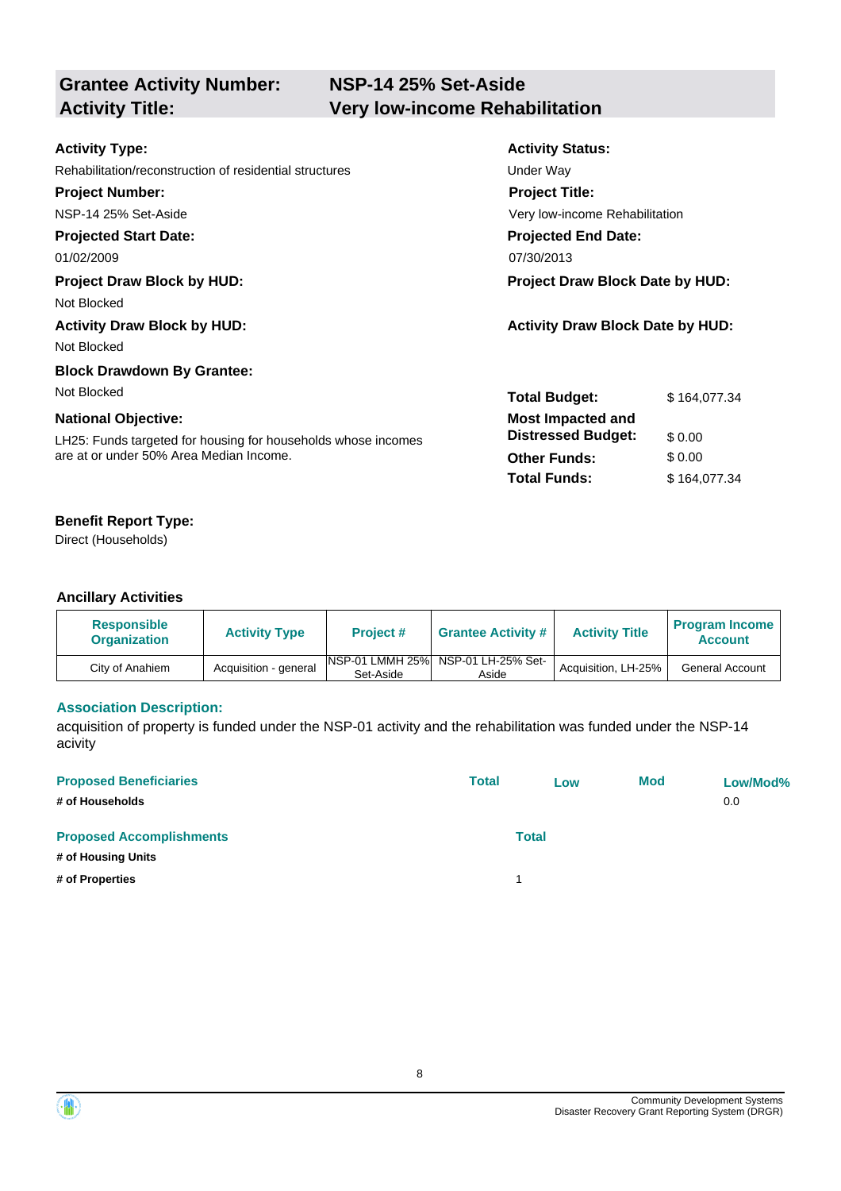## Grantee Activity Number: NSP-14 25% Set-Aside
## Activity Title: Very low-income Rehabilitation

**Activity Type:**
Rehabilitation/reconstruction of residential structures

**Activity Status:**
Under Way

**Project Number:**
NSP-14 25% Set-Aside

**Project Title:**
Very low-income Rehabilitation

**Projected Start Date:**
01/02/2009

**Projected End Date:**
07/30/2013

**Project Draw Block by HUD:**
Not Blocked

**Project Draw Block Date by HUD:**

**Activity Draw Block by HUD:**
Not Blocked

**Activity Draw Block Date by HUD:**

**Block Drawdown By Grantee:**
Not Blocked

**National Objective:**
LH25: Funds targeted for housing for households whose incomes are at or under 50% Area Median Income.

| | |
|---|---|
| **Total Budget:** | $ 164,077.34 |
| **Most Impacted and Distressed Budget:** | $ 0.00 |
| **Other Funds:** | $ 0.00 |
| **Total Funds:** | $ 164,077.34 |

**Benefit Report Type:**
Direct (Households)

### Ancillary Activities

| Responsible Organization | Activity Type | Project # | Grantee Activity # | Activity Title | Program Income Account |
|---|---|---|---|---|---|
| City of Anaheim | Acquisition - general | NSP-01 LMMH 25% Set-Aside | NSP-01 LH-25% Set-Aside | Acquisition, LH-25% | General Account |

**Association Description:**

acquisition of property is funded under the NSP-01 activity and the rehabilitation was funded under the NSP-14 acivity

| Proposed Beneficiaries | Total | Low | Mod | Low/Mod% |
|---|---|---|---|---|
| # of Households | | | | 0.0 |

| Proposed Accomplishments | Total |
|---|---|
| # of Housing Units | |
| # of Properties | 1 |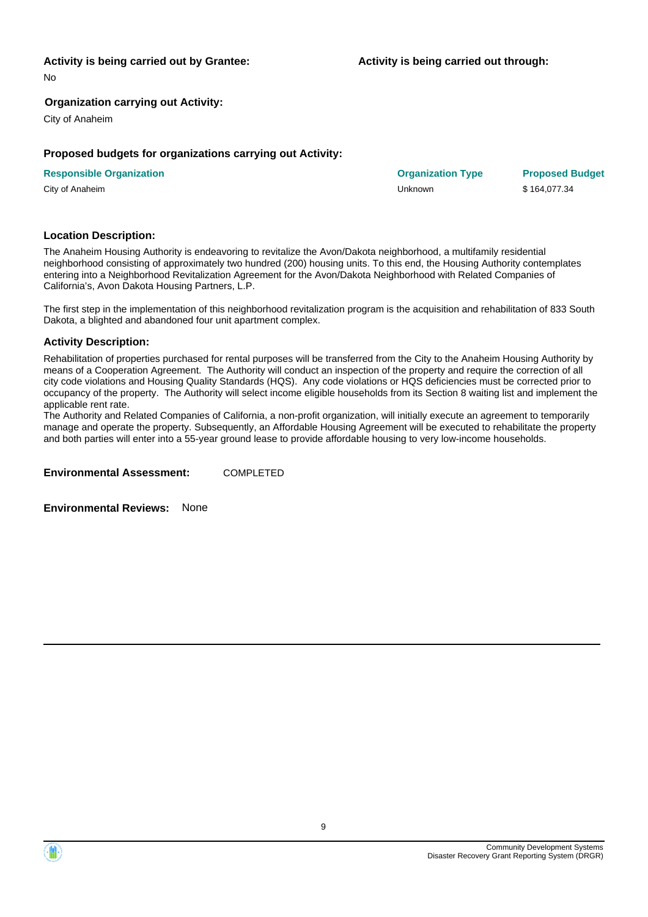**Activity is being carried out by Grantee:**

No

**Activity is being carried out through:**

**Organization carrying out Activity:**

City of Anaheim

**Proposed budgets for organizations carrying out Activity:**

| Responsible Organization | Organization Type | Proposed Budget |
| --- | --- | --- |
| City of Anaheim | Unknown | $ 164,077.34 |

**Location Description:**

The Anaheim Housing Authority is endeavoring to revitalize the Avon/Dakota neighborhood, a multifamily residential neighborhood consisting of approximately two hundred (200) housing units. To this end, the Housing Authority contemplates entering into a Neighborhood Revitalization Agreement for the Avon/Dakota Neighborhood with Related Companies of California's, Avon Dakota Housing Partners, L.P.

The first step in the implementation of this neighborhood revitalization program is the acquisition and rehabilitation of 833 South Dakota, a blighted and abandoned four unit apartment complex.

**Activity Description:**

Rehabilitation of properties purchased for rental purposes will be transferred from the City to the Anaheim Housing Authority by means of a Cooperation Agreement. The Authority will conduct an inspection of the property and require the correction of all city code violations and Housing Quality Standards (HQS). Any code violations or HQS deficiencies must be corrected prior to occupancy of the property. The Authority will select income eligible households from its Section 8 waiting list and implement the applicable rent rate.
The Authority and Related Companies of California, a non-profit organization, will initially execute an agreement to temporarily manage and operate the property. Subsequently, an Affordable Housing Agreement will be executed to rehabilitate the property and both parties will enter into a 55-year ground lease to provide affordable housing to very low-income households.

**Environmental Assessment:** COMPLETED

**Environmental Reviews:** None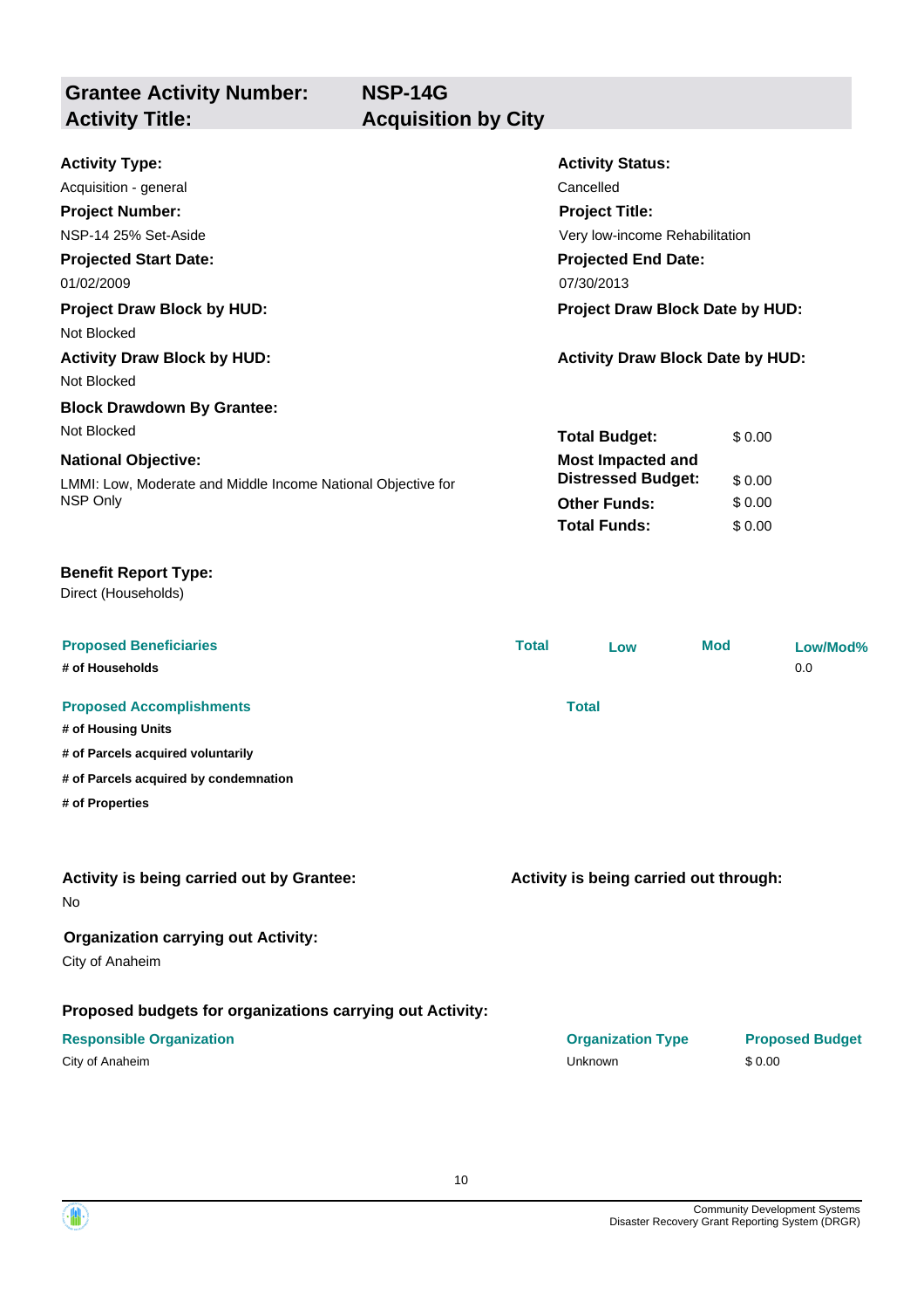| **Grantee Activity Number:** | **NSP-14G** |
|---|---|
| **Activity Title:** | **Acquisition by City** |

**Activity Type:**
Acquisition - general

**Activity Status:**
Cancelled

**Project Number:**
NSP-14 25% Set-Aside

**Project Title:**
Very low-income Rehabilitation

**Projected Start Date:**
01/02/2009

**Projected End Date:**
07/30/2013

**Project Draw Block by HUD:**
Not Blocked

**Project Draw Block Date by HUD:**

**Activity Draw Block by HUD:**
Not Blocked

**Activity Draw Block Date by HUD:**

**Block Drawdown By Grantee:**
Not Blocked

**National Objective:**
LMMI: Low, Moderate and Middle Income National Objective for NSP Only

| | |
|---|---|
| **Total Budget:** | $ 0.00 |
| **Most Impacted and Distressed Budget:** | $ 0.00 |
| **Other Funds:** | $ 0.00 |
| **Total Funds:** | $ 0.00 |

**Benefit Report Type:**
Direct (Households)

| Proposed Beneficiaries | Total | Low | Mod | Low/Mod% |
|---|---|---|---|---|
| **# of Households** | | | | 0.0 |

| Proposed Accomplishments | Total |
|---|---|
| **# of Housing Units** | |
| **# of Parcels acquired voluntarily** | |
| **# of Parcels acquired by condemnation** | |
| **# of Properties** | |

**Activity is being carried out by Grantee:**
No

**Activity is being carried out through:**

**Organization carrying out Activity:**
City of Anaheim

**Proposed budgets for organizations carrying out Activity:**

| Responsible Organization | Organization Type | Proposed Budget |
|---|---|---|
| City of Anaheim | Unknown | $ 0.00 |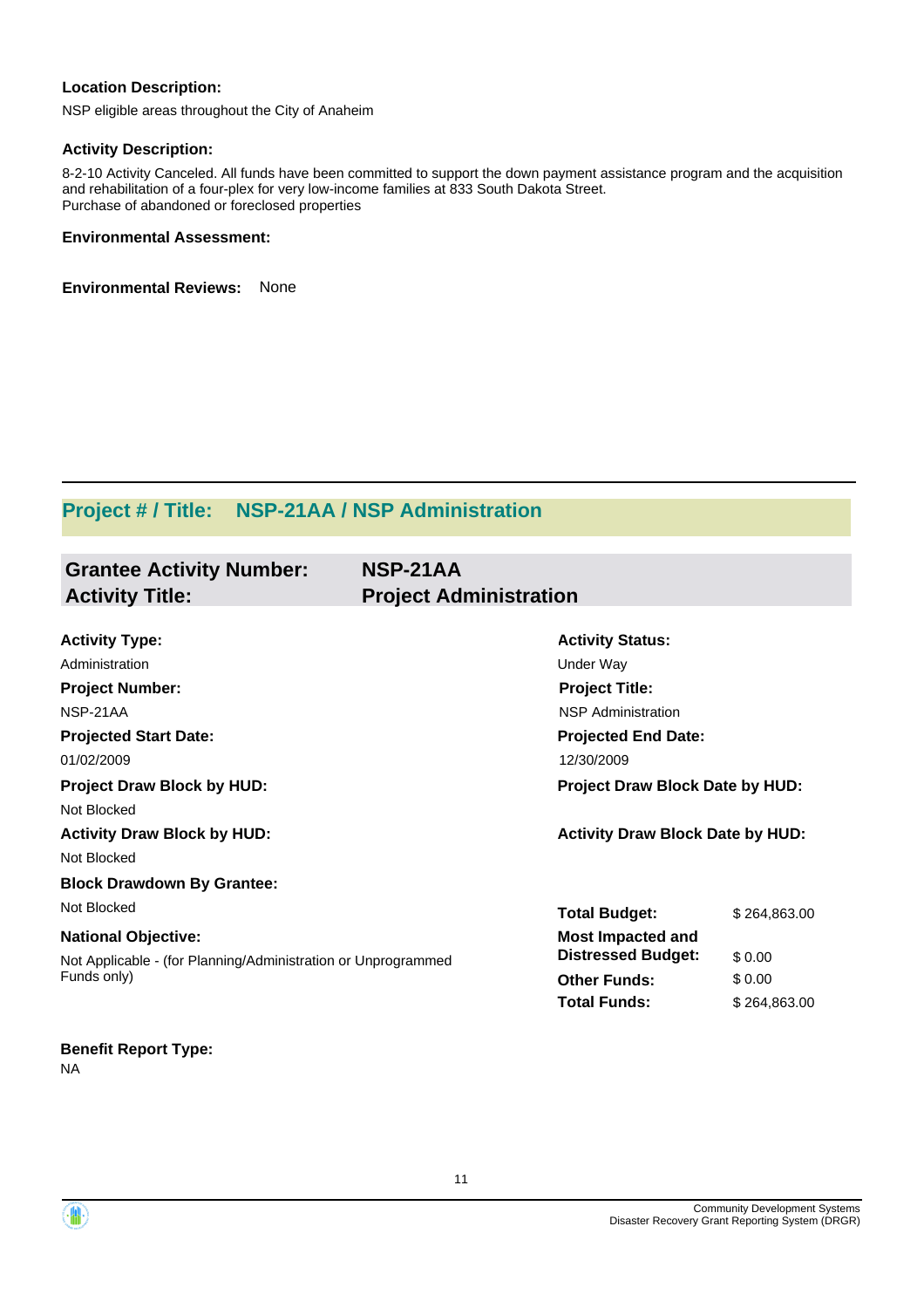**Location Description:**

NSP eligible areas throughout the City of Anaheim

**Activity Description:**

8-2-10 Activity Canceled. All funds have been committed to support the down payment assistance program and the acquisition and rehabilitation of a four-plex for very low-income families at 833 South Dakota Street.
Purchase of abandoned or foreclosed properties

**Environmental Assessment:**

**Environmental Reviews:** None

## Project # / Title: NSP-21AA / NSP Administration

### Grantee Activity Number: NSP-21AA
### Activity Title: Project Administration

**Activity Type:**
Administration

**Activity Status:**
Under Way

**Project Number:**
NSP-21AA

**Project Title:**
NSP Administration

**Projected Start Date:**
01/02/2009

**Projected End Date:**
12/30/2009

**Project Draw Block by HUD:**
Not Blocked

**Project Draw Block Date by HUD:**

**Activity Draw Block by HUD:**
Not Blocked

**Activity Draw Block Date by HUD:**

**Block Drawdown By Grantee:**
Not Blocked

**National Objective:**
Not Applicable - (for Planning/Administration or Unprogrammed Funds only)

| | |
|---|---|
| **Total Budget:** | $ 264,863.00 |
| **Most Impacted and Distressed Budget:** | $ 0.00 |
| **Other Funds:** | $ 0.00 |
| **Total Funds:** | $ 264,863.00 |

**Benefit Report Type:**
NA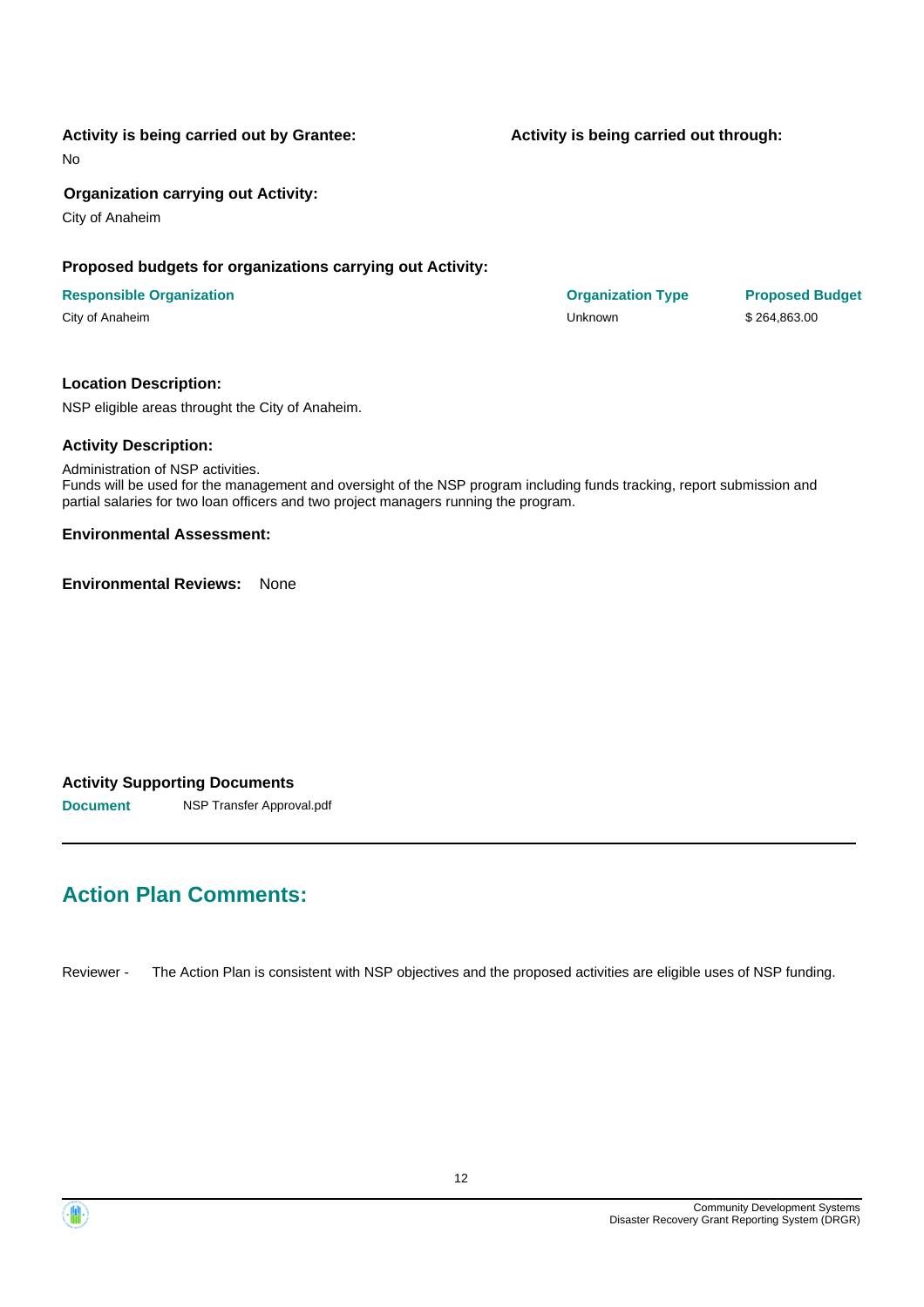**Activity is being carried out by Grantee:**

No

**Activity is being carried out through:**

**Organization carrying out Activity:**

City of Anaheim

**Proposed budgets for organizations carrying out Activity:**

| Responsible Organization | Organization Type | Proposed Budget |
| --- | --- | --- |
| City of Anaheim | Unknown | $ 264,863.00 |

**Location Description:**

NSP eligible areas throught the City of Anaheim.

**Activity Description:**

Administration of NSP activities.
Funds will be used for the management and oversight of the NSP program including funds tracking, report submission and partial salaries for two loan officers and two project managers running the program.

**Environmental Assessment:**

**Environmental Reviews:** None

**Activity Supporting Documents**

| Document | NSP Transfer Approval.pdf |
| --- | --- |

## Action Plan Comments:

Reviewer - The Action Plan is consistent with NSP objectives and the proposed activities are eligible uses of NSP funding.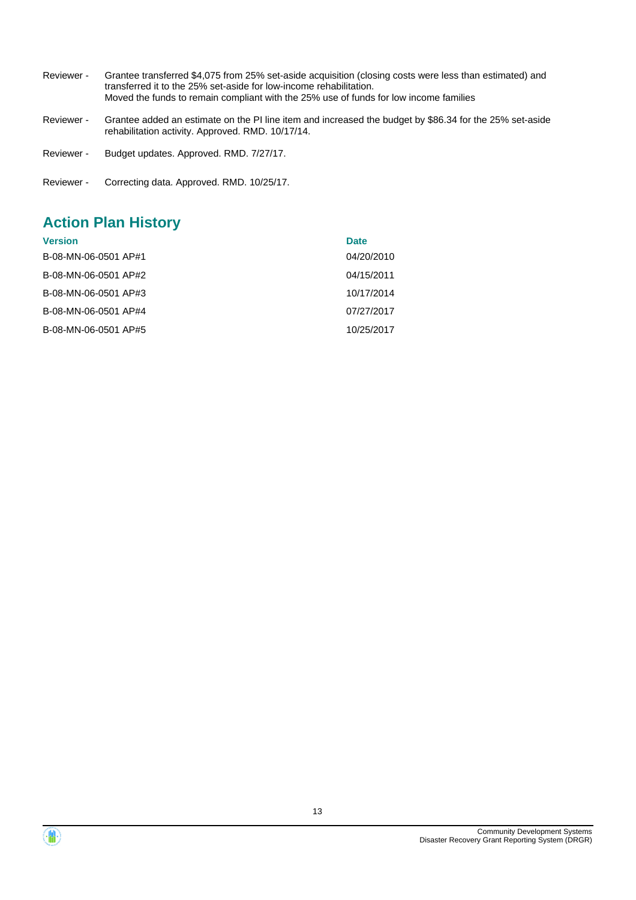Reviewer - Grantee transferred $4,075 from 25% set-aside acquisition (closing costs were less than estimated) and transferred it to the 25% set-aside for low-income rehabilitation.
Moved the funds to remain compliant with the 25% use of funds for low income families

Reviewer - Grantee added an estimate on the PI line item and increased the budget by $86.34 for the 25% set-aside rehabilitation activity. Approved. RMD. 10/17/14.

Reviewer - Budget updates. Approved. RMD. 7/27/17.

Reviewer - Correcting data. Approved. RMD. 10/25/17.

## Action Plan History

| Version | Date |
| --- | --- |
| B-08-MN-06-0501 AP#1 | 04/20/2010 |
| B-08-MN-06-0501 AP#2 | 04/15/2011 |
| B-08-MN-06-0501 AP#3 | 10/17/2014 |
| B-08-MN-06-0501 AP#4 | 07/27/2017 |
| B-08-MN-06-0501 AP#5 | 10/25/2017 |